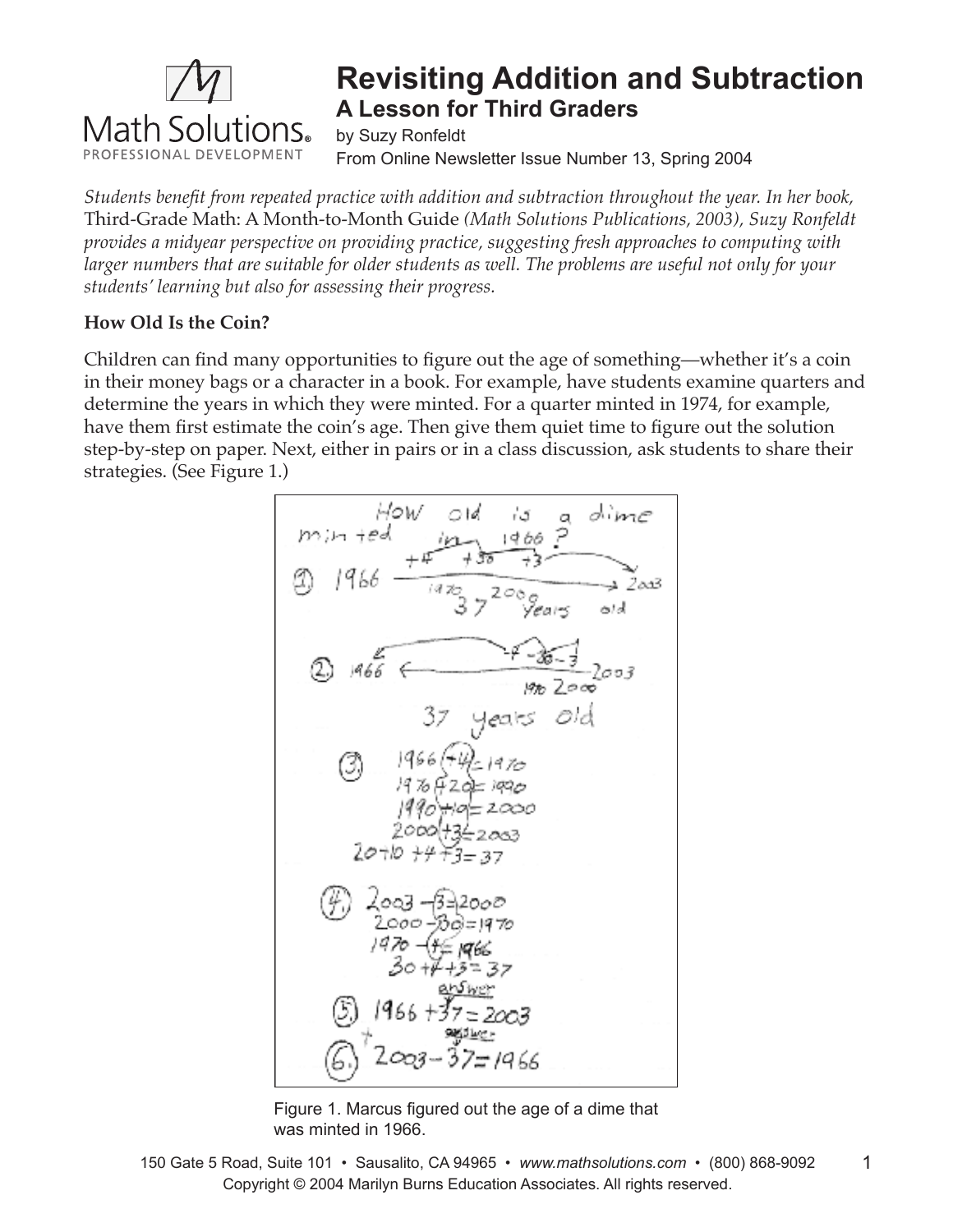# Revisiting Addition and Subtraction

## A Lesson for Third Graders

by Suzy Ronfeldt

From Online Newsletter Issue Number 13, Spring 2004

*Students benefit from repeated practice with addition and subtraction throughout the year. In her book,* Third-Grade Math: A Month-to-Month Guide *(Math Solutions Publications, 2003), Suzy Ronfeldt provides a midyear perspective on providing practice, suggesting fresh approaches to computing with larger numbers that are suitable for older students as well. The problems are useful not only for your students' learning but also for assessing their progress.*

**How Old Is the Coin?**

Children can find many opportunities to figure out the age of something—whether it's a coin in their money bags or a character in a book. For example, have students examine quarters and determine the years in which they were minted. For a quarter minted in 1974, for example, have them first estimate the coin's age. Then give them quiet time to figure out the solution step-by-step on paper. Next, either in pairs or in a class discussion, ask students to share their strategies. (See Figure 1.)

Figure 1. Marcus figured out the age of a dime that was minted in 1966.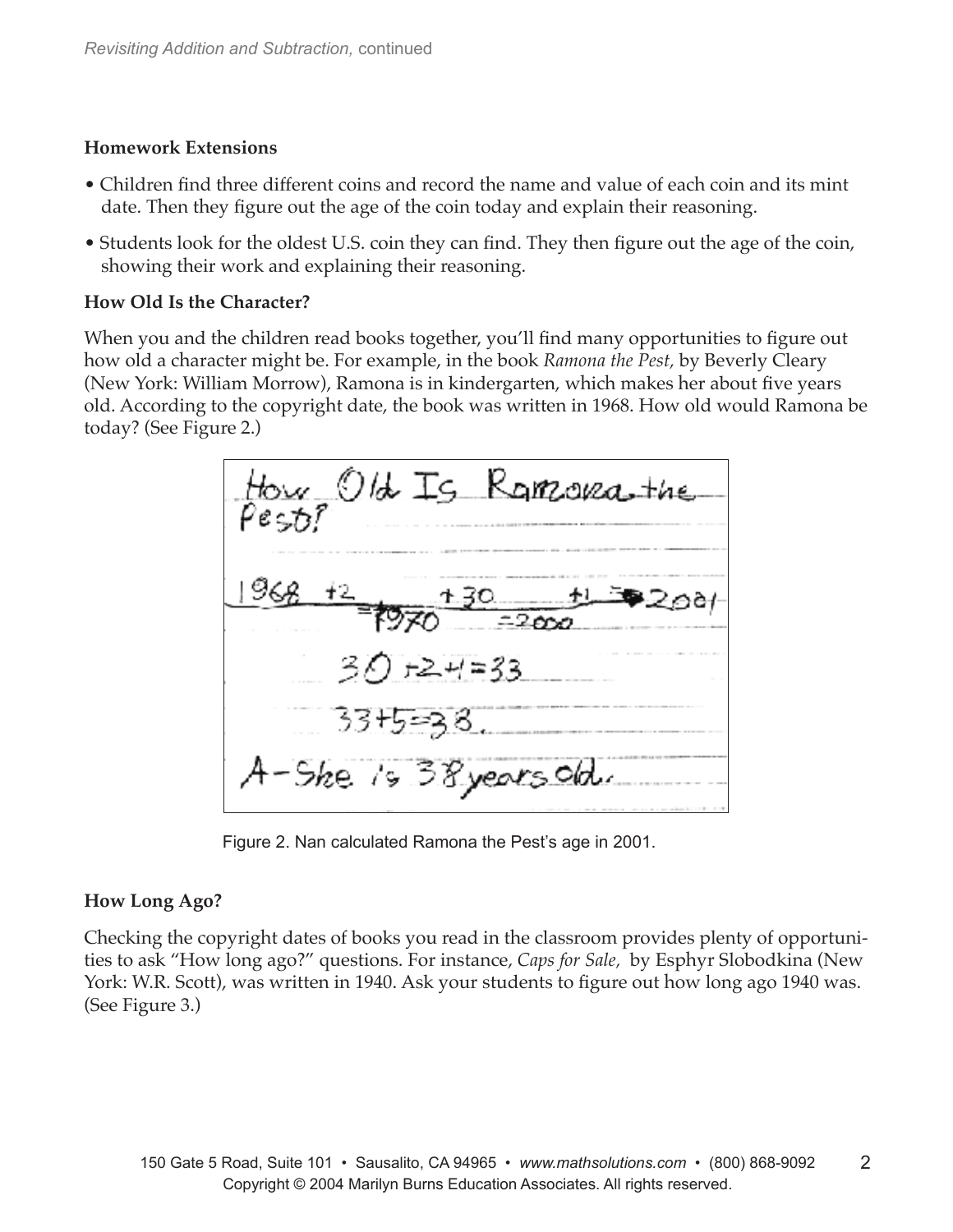**Homework Extensions**

- Children find three different coins and record the name and value of each coin and its mint date. Then they figure out the age of the coin today and explain their reasoning.
- Students look for the oldest U.S. coin they can find. They then figure out the age of the coin, showing their work and explaining their reasoning.

**How Old Is the Character?**

When you and the children read books together, you'll find many opportunities to figure out how old a character might be. For example, in the book *Ramona the Pest,* by Beverly Cleary (New York: William Morrow), Ramona is in kindergarten, which makes her about five years old. According to the copyright date, the book was written in 1968. How old would Ramona be today? (See Figure 2.)

Figure 2. Nan calculated Ramona the Pest's age in 2001.

**How Long Ago?**

Checking the copyright dates of books you read in the classroom provides plenty of opportunities to ask "How long ago?" questions. For instance, *Caps for Sale,* by Esphyr Slobodkina (New York: W.R. Scott), was written in 1940. Ask your students to figure out how long ago 1940 was. (See Figure 3.)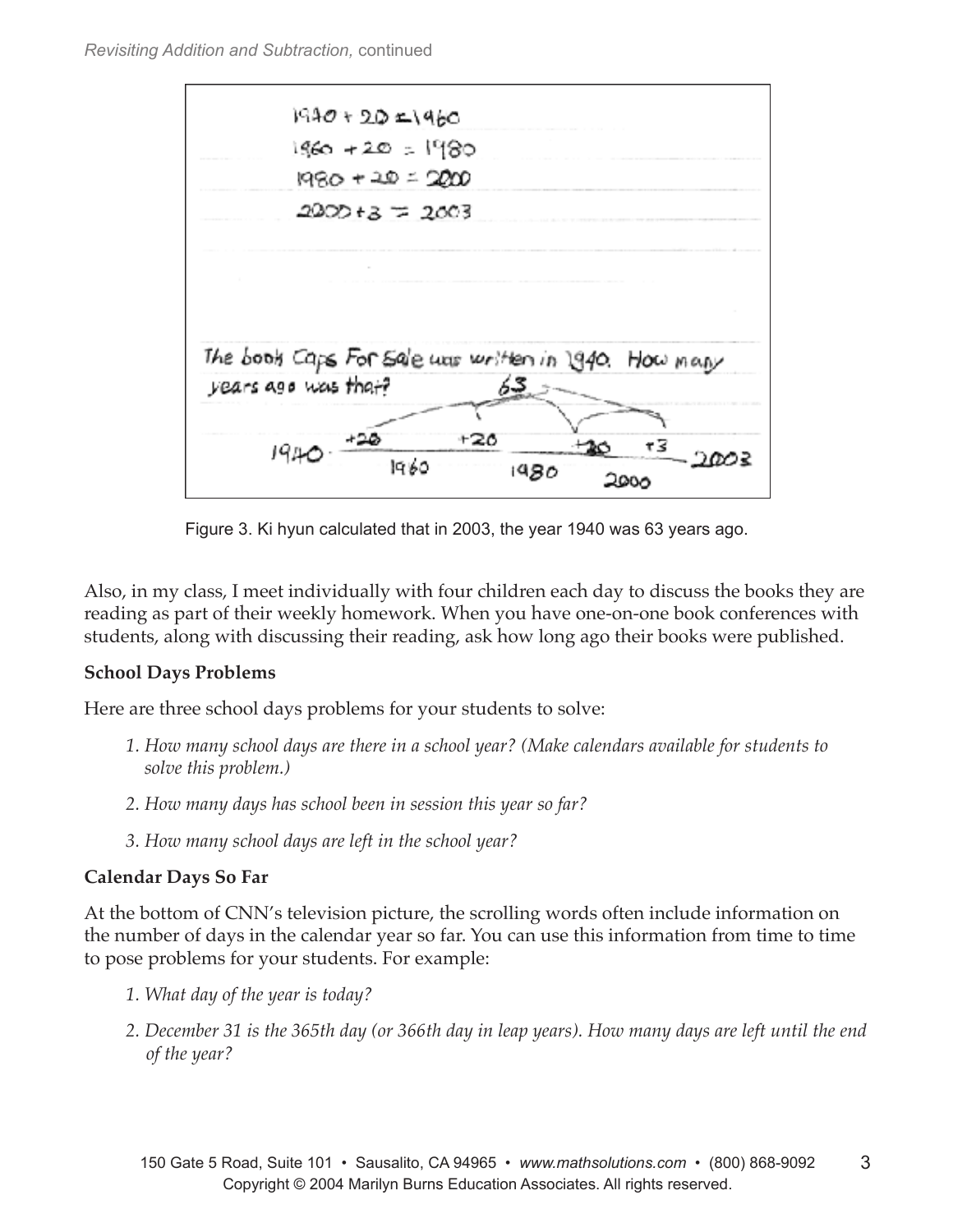$1940 + 20 = 1960$
$1960 + 20 = 1980$
$1980 + 20 = 2000$
$2000 + 3 = 2003$

The book Caps For Sale was written in 1940. How many years ago was that?

63

1940 +20 1960 +20 1980 +20 2000 +3 2003

Figure 3. Ki hyun calculated that in 2003, the year 1940 was 63 years ago.

Also, in my class, I meet individually with four children each day to discuss the books they are reading as part of their weekly homework. When you have one-on-one book conferences with students, along with discussing their reading, ask how long ago their books were published.

**School Days Problems**

Here are three school days problems for your students to solve:

1. *How many school days are there in a school year? (Make calendars available for students to solve this problem.)*
2. *How many days has school been in session this year so far?*
3. *How many school days are left in the school year?*

**Calendar Days So Far**

At the bottom of CNN's television picture, the scrolling words often include information on the number of days in the calendar year so far. You can use this information from time to time to pose problems for your students. For example:

1. *What day of the year is today?*
2. *December 31 is the 365th day (or 366th day in leap years). How many days are left until the end of the year?*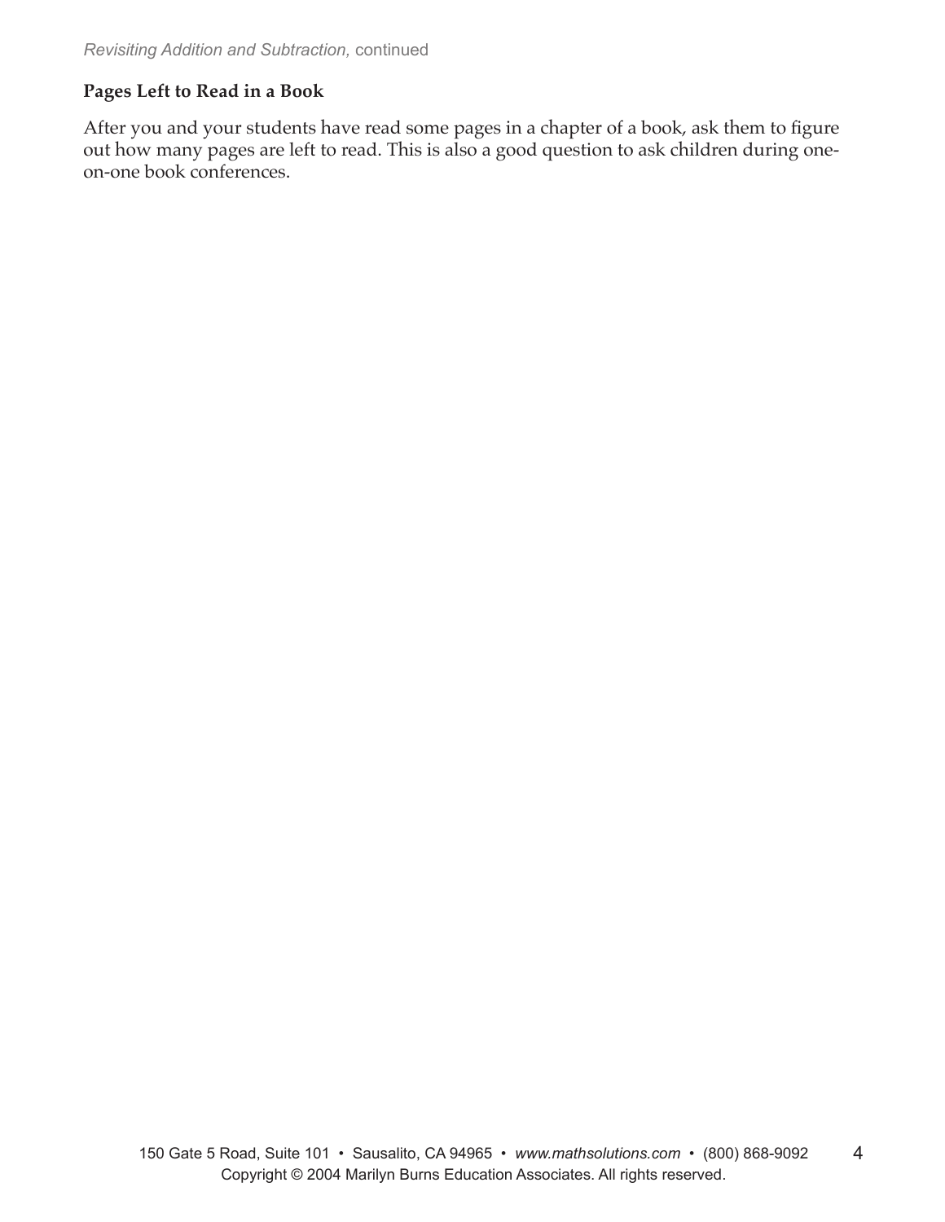### Pages Left to Read in a Book

After you and your students have read some pages in a chapter of a book, ask them to figure out how many pages are left to read. This is also a good question to ask children during one-on-one book conferences.